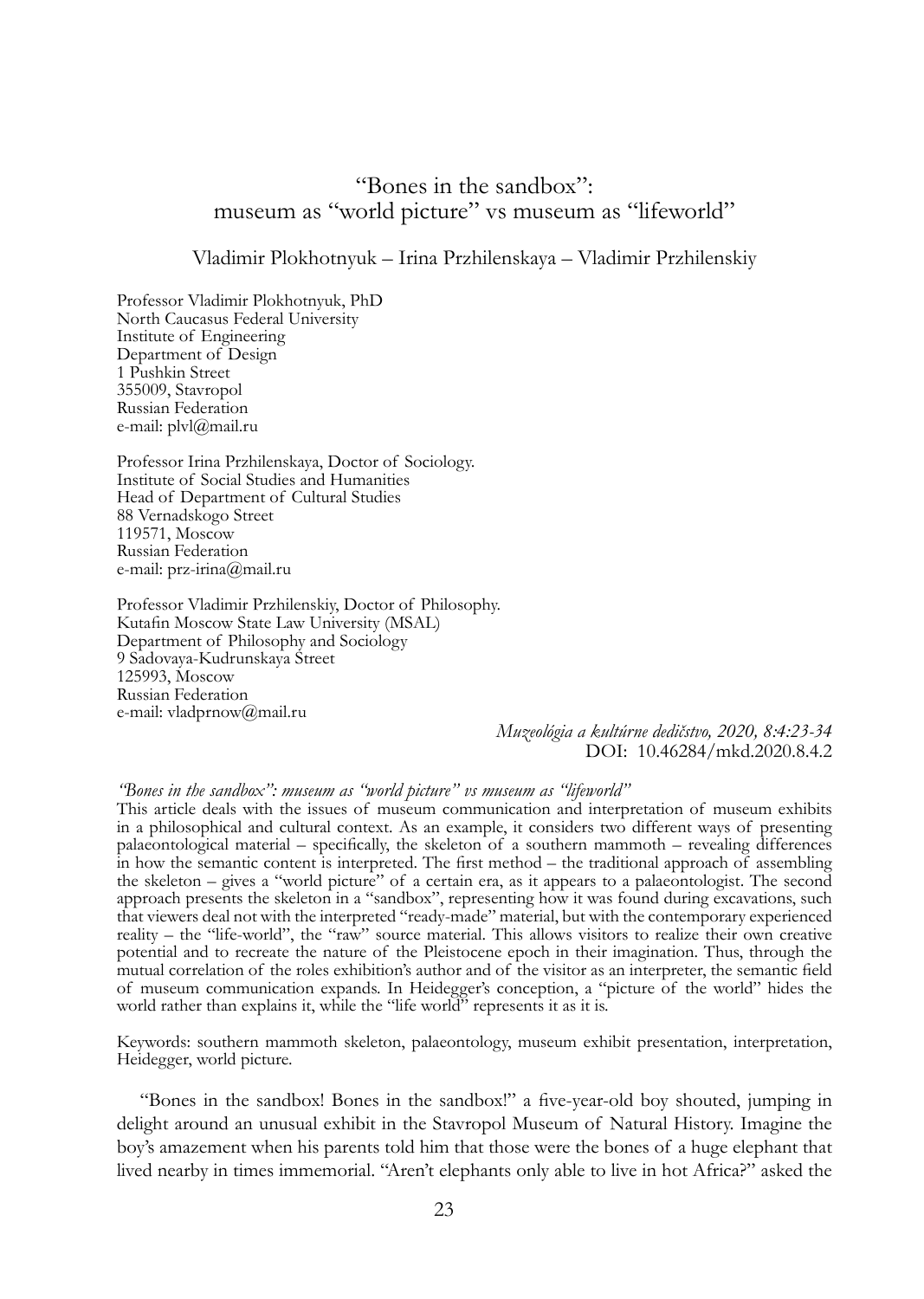# "Bones in the sandbox": museum as "world picture" vs museum as "lifeworld"

Vladimir Plokhotnyuk – Irina Przhilenskaya – Vladimir Przhilenskiy

Professor Vladimir Plokhotnyuk, PhD
North Caucasus Federal University
Institute of Engineering
Department of Design
1 Pushkin Street
355009, Stavropol
Russian Federation
e-mail: plvl@mail.ru

Professor Irina Przhilenskaya, Doctor of Sociology.
Institute of Social Studies and Humanities
Head of Department of Cultural Studies
88 Vernadskogo Street
119571, Moscow
Russian Federation
e-mail: prz-irina@mail.ru

Professor Vladimir Przhilenskiy, Doctor of Philosophy.
Kutafin Moscow State Law University (MSAL)
Department of Philosophy and Sociology
9 Sadovaya-Kudrunskaya Street
125993, Moscow
Russian Federation
e-mail: vladprnow@mail.ru

*Muzeológia a kultúrne dedičstvo, 2020, 8:4:23-34*
DOI: 10.46284/mkd.2020.8.4.2

*"Bones in the sandbox": museum as "world picture" vs museum as "lifeworld"*
This article deals with the issues of museum communication and interpretation of museum exhibits in a philosophical and cultural context. As an example, it considers two different ways of presenting palaeontological material – specifically, the skeleton of a southern mammoth – revealing differences in how the semantic content is interpreted. The first method – the traditional approach of assembling the skeleton – gives a "world picture" of a certain era, as it appears to a palaeontologist. The second approach presents the skeleton in a "sandbox", representing how it was found during excavations, such that viewers deal not with the interpreted "ready-made" material, but with the contemporary experienced reality – the "life-world", the "raw" source material. This allows visitors to realize their own creative potential and to recreate the nature of the Pleistocene epoch in their imagination. Thus, through the mutual correlation of the roles exhibition's author and of the visitor as an interpreter, the semantic field of museum communication expands. In Heidegger's conception, a "picture of the world" hides the world rather than explains it, while the "life world" represents it as it is.

Keywords: southern mammoth skeleton, palaeontology, museum exhibit presentation, interpretation, Heidegger, world picture.

"Bones in the sandbox! Bones in the sandbox!" a five-year-old boy shouted, jumping in delight around an unusual exhibit in the Stavropol Museum of Natural History. Imagine the boy's amazement when his parents told him that those were the bones of a huge elephant that lived nearby in times immemorial. "Aren't elephants only able to live in hot Africa?" asked the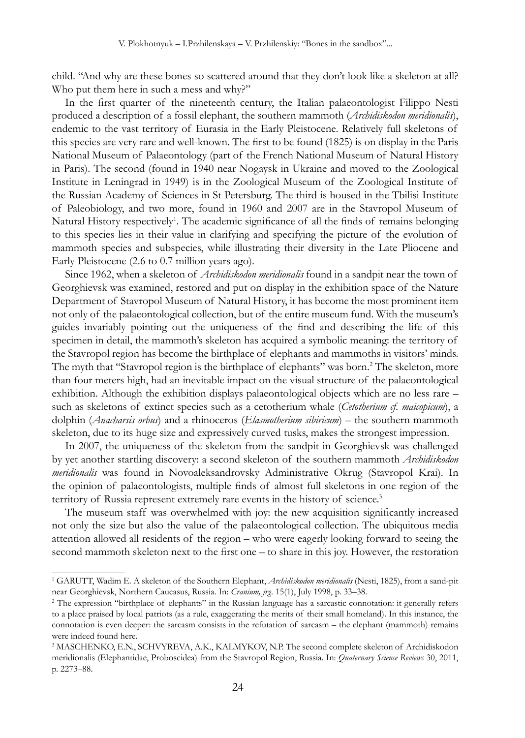child. "And why are these bones so scattered around that they don't look like a skeleton at all? Who put them here in such a mess and why?"

In the first quarter of the nineteenth century, the Italian palaeontologist Filippo Nesti produced a description of a fossil elephant, the southern mammoth (*Archidiskodon meridionalis*), endemic to the vast territory of Eurasia in the Early Pleistocene. Relatively full skeletons of this species are very rare and well-known. The first to be found (1825) is on display in the Paris National Museum of Palaeontology (part of the French National Museum of Natural History in Paris). The second (found in 1940 near Nogaysk in Ukraine and moved to the Zoological Institute in Leningrad in 1949) is in the Zoological Museum of the Zoological Institute of the Russian Academy of Sciences in St Petersburg. The third is housed in the Tbilisi Institute of Paleobiology, and two more, found in 1960 and 2007 are in the Stavropol Museum of Natural History respectively[1]. The academic significance of all the finds of remains belonging to this species lies in their value in clarifying and specifying the picture of the evolution of mammoth species and subspecies, while illustrating their diversity in the Late Pliocene and Early Pleistocene (2.6 to 0.7 million years ago).

Since 1962, when a skeleton of *Archidiskodon meridionalis* found in a sandpit near the town of Georghievsk was examined, restored and put on display in the exhibition space of the Nature Department of Stavropol Museum of Natural History, it has become the most prominent item not only of the palaeontological collection, but of the entire museum fund. With the museum's guides invariably pointing out the uniqueness of the find and describing the life of this specimen in detail, the mammoth's skeleton has acquired a symbolic meaning: the territory of the Stavropol region has become the birthplace of elephants and mammoths in visitors' minds. The myth that "Stavropol region is the birthplace of elephants" was born.[2] The skeleton, more than four meters high, had an inevitable impact on the visual structure of the palaeontological exhibition. Although the exhibition displays palaeontological objects which are no less rare – such as skeletons of extinct species such as a cetotherium whale (*Cetotherium cf. maicopicum*), a dolphin (*Anacharsis orbus*) and a rhinoceros (*Elasmotherium sibiricum*) – the southern mammoth skeleton, due to its huge size and expressively curved tusks, makes the strongest impression.

In 2007, the uniqueness of the skeleton from the sandpit in Georghievsk was challenged by yet another startling discovery: a second skeleton of the southern mammoth *Archidiskodon meridionalis* was found in Novoaleksandrovsky Administrative Okrug (Stavropol Krai). In the opinion of palaeontologists, multiple finds of almost full skeletons in one region of the territory of Russia represent extremely rare events in the history of science.[3]

The museum staff was overwhelmed with joy: the new acquisition significantly increased not only the size but also the value of the palaeontological collection. The ubiquitous media attention allowed all residents of the region – who were eagerly looking forward to seeing the second mammoth skeleton next to the first one – to share in this joy. However, the restoration

---

[1] GARUTT, Wadim E. A skeleton of the Southern Elephant, *Archidiskodon meridionalis* (Nesti, 1825), from a sand-pit near Georghievsk, Northern Caucasus, Russia. In: *Cranium, jrg.* 15(1), July 1998, p. 33–38.

[2] The expression "birthplace of elephants" in the Russian language has a sarcastic connotation: it generally refers to a place praised by local patriots (as a rule, exaggerating the merits of their small homeland). In this instance, the connotation is even deeper: the sarcasm consists in the refutation of sarcasm – the elephant (mammoth) remains were indeed found here.

[3] MASCHENKO, E.N., SCHVYREVA, A.K., KALMYKOV, N.P. The second complete skeleton of Archidiskodon meridionalis (Elephantidae, Proboscidea) from the Stavropol Region, Russia. In: *Quaternary Science Reviews* 30, 2011, p. 2273–88.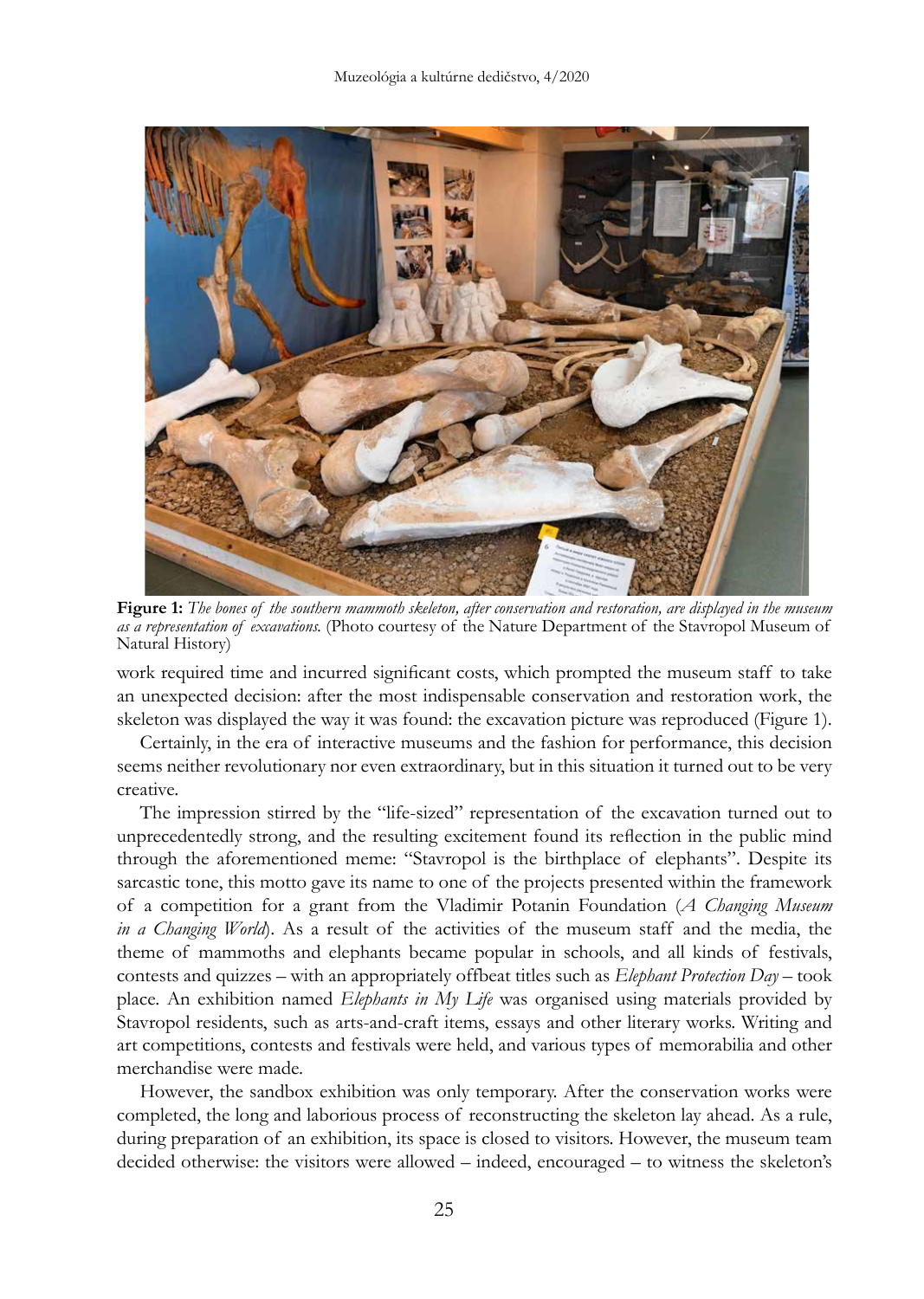**Figure 1:** *The bones of the southern mammoth skeleton, after conservation and restoration, are displayed in the museum as a representation of excavations.* (Photo courtesy of the Nature Department of the Stavropol Museum of Natural History)

work required time and incurred significant costs, which prompted the museum staff to take an unexpected decision: after the most indispensable conservation and restoration work, the skeleton was displayed the way it was found: the excavation picture was reproduced (Figure 1).

Certainly, in the era of interactive museums and the fashion for performance, this decision seems neither revolutionary nor even extraordinary, but in this situation it turned out to be very creative.

The impression stirred by the "life-sized" representation of the excavation turned out to unprecedentedly strong, and the resulting excitement found its reflection in the public mind through the aforementioned meme: "Stavropol is the birthplace of elephants". Despite its sarcastic tone, this motto gave its name to one of the projects presented within the framework of a competition for a grant from the Vladimir Potanin Foundation (*A Changing Museum in a Changing World*). As a result of the activities of the museum staff and the media, the theme of mammoths and elephants became popular in schools, and all kinds of festivals, contests and quizzes – with an appropriately offbeat titles such as *Elephant Protection Day* – took place. An exhibition named *Elephants in My Life* was organised using materials provided by Stavropol residents, such as arts-and-craft items, essays and other literary works. Writing and art competitions, contests and festivals were held, and various types of memorabilia and other merchandise were made.

However, the sandbox exhibition was only temporary. After the conservation works were completed, the long and laborious process of reconstructing the skeleton lay ahead. As a rule, during preparation of an exhibition, its space is closed to visitors. However, the museum team decided otherwise: the visitors were allowed – indeed, encouraged – to witness the skeleton's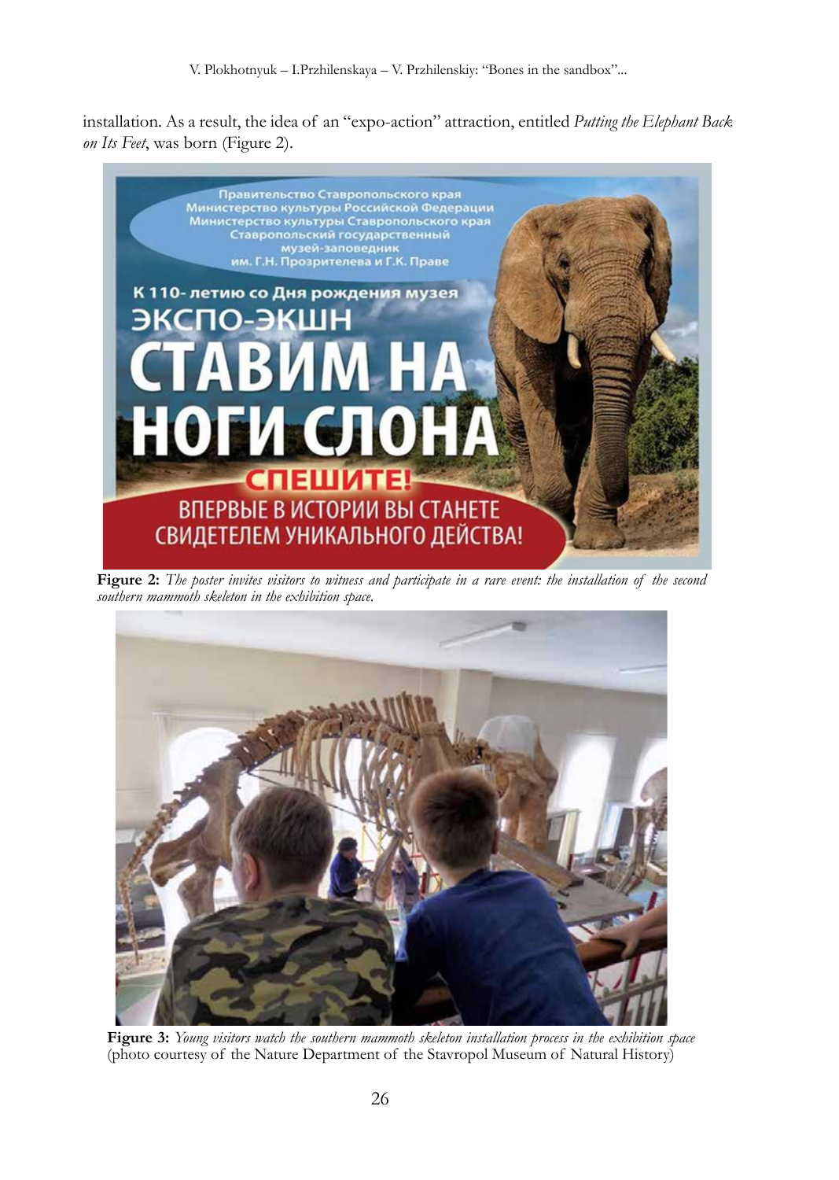installation. As a result, the idea of an "expo-action" attraction, entitled *Putting the Elephant Back on Its Feet*, was born (Figure 2).

**Figure 2:** *The poster invites visitors to witness and participate in a rare event: the installation of the second southern mammoth skeleton in the exhibition space.*

**Figure 3:** *Young visitors watch the southern mammoth skeleton installation process in the exhibition space* (photo courtesy of the Nature Department of the Stavropol Museum of Natural History)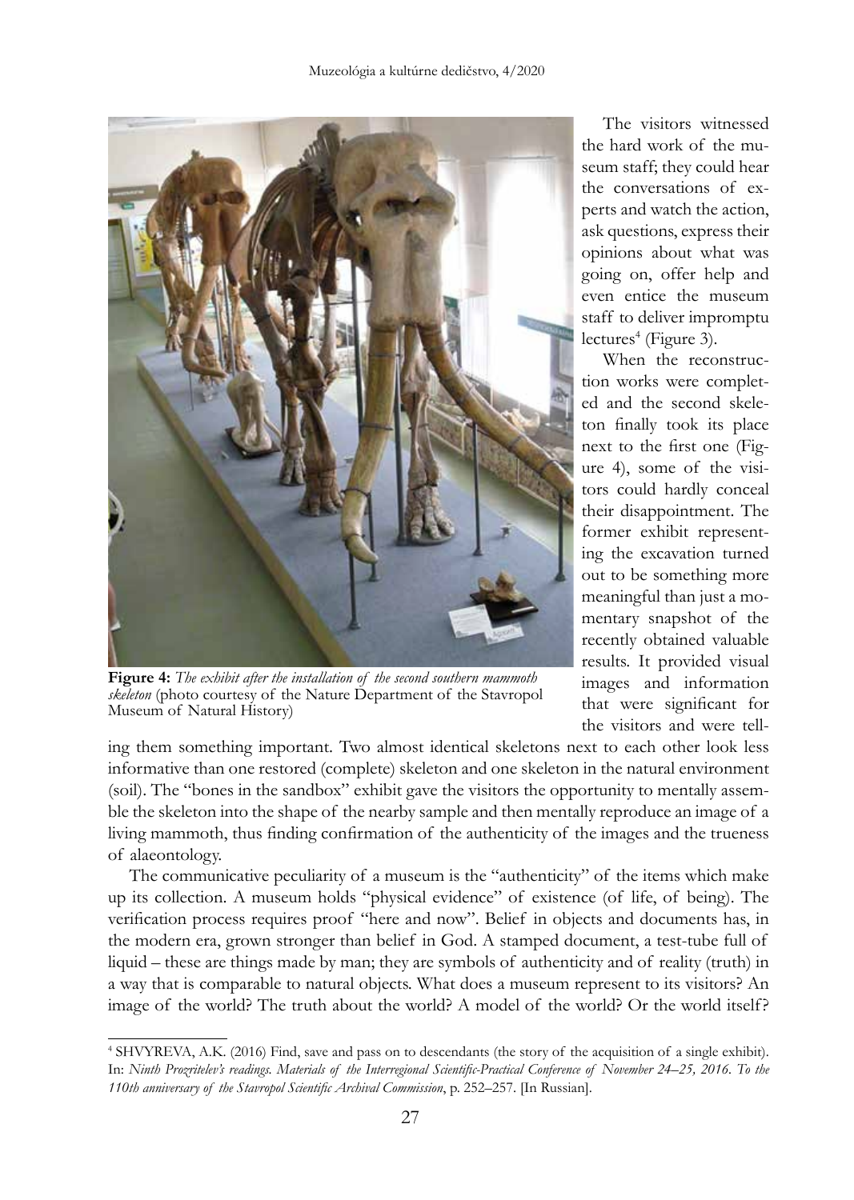The visitors witnessed the hard work of the museum staff; they could hear the conversations of experts and watch the action, ask questions, express their opinions about what was going on, offer help and even entice the museum staff to deliver impromptu lectures[4] (Figure 3).

When the reconstruction works were completed and the second skeleton finally took its place next to the first one (Figure 4), some of the visitors could hardly conceal their disappointment. The former exhibit representing the excavation turned out to be something more meaningful than just a momentary snapshot of the recently obtained valuable results. It provided visual images and information that were significant for the visitors and were telling them something important. Two almost identical skeletons next to each other look less informative than one restored (complete) skeleton and one skeleton in the natural environment (soil). The "bones in the sandbox" exhibit gave the visitors the opportunity to mentally assemble the skeleton into the shape of the nearby sample and then mentally reproduce an image of a living mammoth, thus finding confirmation of the authenticity of the images and the trueness of alaeontology.

**Figure 4:** *The exhibit after the installation of the second southern mammoth skeleton* (photo courtesy of the Nature Department of the Stavropol Museum of Natural History)

The communicative peculiarity of a museum is the "authenticity" of the items which make up its collection. A museum holds "physical evidence" of existence (of life, of being). The verification process requires proof "here and now". Belief in objects and documents has, in the modern era, grown stronger than belief in God. A stamped document, a test-tube full of liquid – these are things made by man; they are symbols of authenticity and of reality (truth) in a way that is comparable to natural objects. What does a museum represent to its visitors? An image of the world? The truth about the world? A model of the world? Or the world itself?

---

[4] SHVYREVA, A.K. (2016) Find, save and pass on to descendants (the story of the acquisition of a single exhibit). In: *Ninth Prozritelev's readings. Materials of the Interregional Scientific-Practical Conference of November 24–25, 2016. To the 110th anniversary of the Stavropol Scientific Archival Commission*, p. 252–257. [In Russian].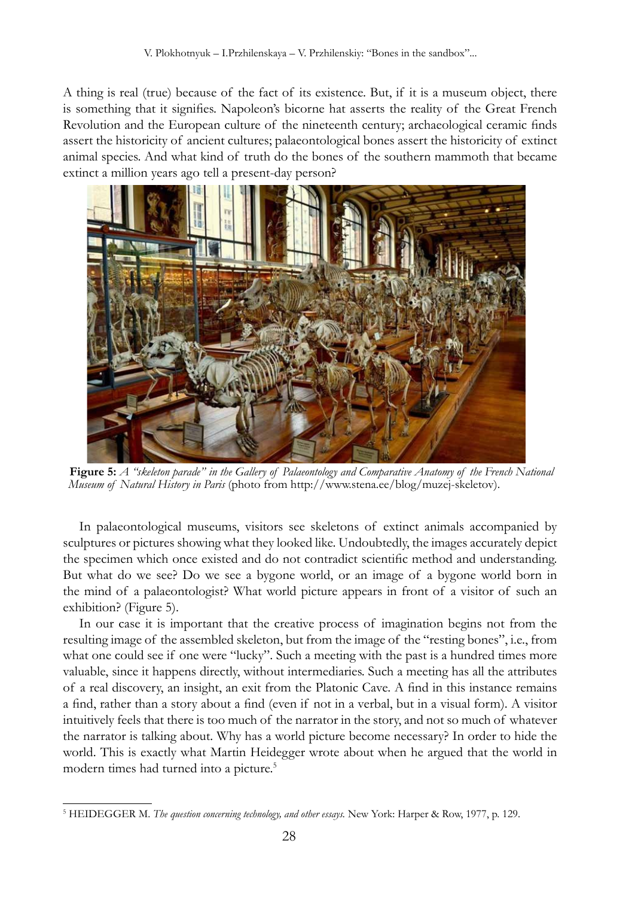A thing is real (true) because of the fact of its existence. But, if it is a museum object, there is something that it signifies. Napoleon's bicorne hat asserts the reality of the Great French Revolution and the European culture of the nineteenth century; archaeological ceramic finds assert the historicity of ancient cultures; palaeontological bones assert the historicity of extinct animal species. And what kind of truth do the bones of the southern mammoth that became extinct a million years ago tell a present-day person?

**Figure 5:** *A "skeleton parade" in the Gallery of Palaeontology and Comparative Anatomy of the French National Museum of Natural History in Paris* (photo from http://www.stena.ee/blog/muzej-skeletov).

In palaeontological museums, visitors see skeletons of extinct animals accompanied by sculptures or pictures showing what they looked like. Undoubtedly, the images accurately depict the specimen which once existed and do not contradict scientific method and understanding. But what do we see? Do we see a bygone world, or an image of a bygone world born in the mind of a palaeontologist? What world picture appears in front of a visitor of such an exhibition? (Figure 5).

In our case it is important that the creative process of imagination begins not from the resulting image of the assembled skeleton, but from the image of the "resting bones", i.e., from what one could see if one were "lucky". Such a meeting with the past is a hundred times more valuable, since it happens directly, without intermediaries. Such a meeting has all the attributes of a real discovery, an insight, an exit from the Platonic Cave. A find in this instance remains a find, rather than a story about a find (even if not in a verbal, but in a visual form). A visitor intuitively feels that there is too much of the narrator in the story, and not so much of whatever the narrator is talking about. Why has a world picture become necessary? In order to hide the world. This is exactly what Martin Heidegger wrote about when he argued that the world in modern times had turned into a picture.[5]

---

[5] HEIDEGGER M. *The question concerning technology, and other essays.* New York: Harper & Row, 1977, p. 129.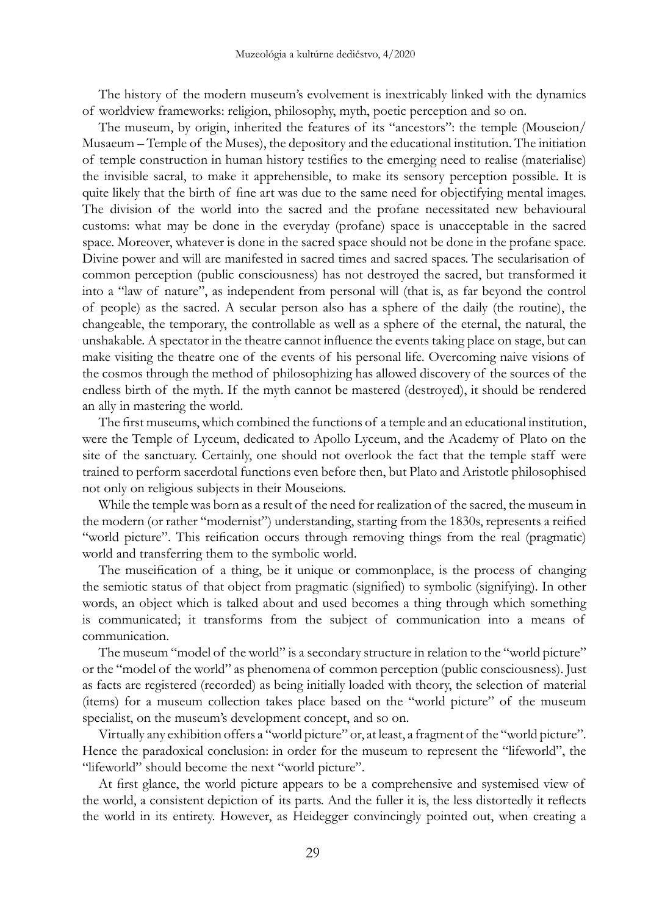The history of the modern museum's evolvement is inextricably linked with the dynamics of worldview frameworks: religion, philosophy, myth, poetic perception and so on.

The museum, by origin, inherited the features of its "ancestors": the temple (Mouseion/ Musaeum – Temple of the Muses), the depository and the educational institution. The initiation of temple construction in human history testifies to the emerging need to realise (materialise) the invisible sacral, to make it apprehensible, to make its sensory perception possible. It is quite likely that the birth of fine art was due to the same need for objectifying mental images. The division of the world into the sacred and the profane necessitated new behavioural customs: what may be done in the everyday (profane) space is unacceptable in the sacred space. Moreover, whatever is done in the sacred space should not be done in the profane space. Divine power and will are manifested in sacred times and sacred spaces. The secularisation of common perception (public consciousness) has not destroyed the sacred, but transformed it into a "law of nature", as independent from personal will (that is, as far beyond the control of people) as the sacred. A secular person also has a sphere of the daily (the routine), the changeable, the temporary, the controllable as well as a sphere of the eternal, the natural, the unshakable. A spectator in the theatre cannot influence the events taking place on stage, but can make visiting the theatre one of the events of his personal life. Overcoming naive visions of the cosmos through the method of philosophizing has allowed discovery of the sources of the endless birth of the myth. If the myth cannot be mastered (destroyed), it should be rendered an ally in mastering the world.

The first museums, which combined the functions of a temple and an educational institution, were the Temple of Lyceum, dedicated to Apollo Lyceum, and the Academy of Plato on the site of the sanctuary. Certainly, one should not overlook the fact that the temple staff were trained to perform sacerdotal functions even before then, but Plato and Aristotle philosophised not only on religious subjects in their Mouseions.

While the temple was born as a result of the need for realization of the sacred, the museum in the modern (or rather "modernist") understanding, starting from the 1830s, represents a reified "world picture". This reification occurs through removing things from the real (pragmatic) world and transferring them to the symbolic world.

The museification of a thing, be it unique or commonplace, is the process of changing the semiotic status of that object from pragmatic (signified) to symbolic (signifying). In other words, an object which is talked about and used becomes a thing through which something is communicated; it transforms from the subject of communication into a means of communication.

The museum "model of the world" is a secondary structure in relation to the "world picture" or the "model of the world" as phenomena of common perception (public consciousness). Just as facts are registered (recorded) as being initially loaded with theory, the selection of material (items) for a museum collection takes place based on the "world picture" of the museum specialist, on the museum's development concept, and so on.

Virtually any exhibition offers a "world picture" or, at least, a fragment of the "world picture". Hence the paradoxical conclusion: in order for the museum to represent the "lifeworld", the "lifeworld" should become the next "world picture".

At first glance, the world picture appears to be a comprehensive and systemised view of the world, a consistent depiction of its parts. And the fuller it is, the less distortedly it reflects the world in its entirety. However, as Heidegger convincingly pointed out, when creating a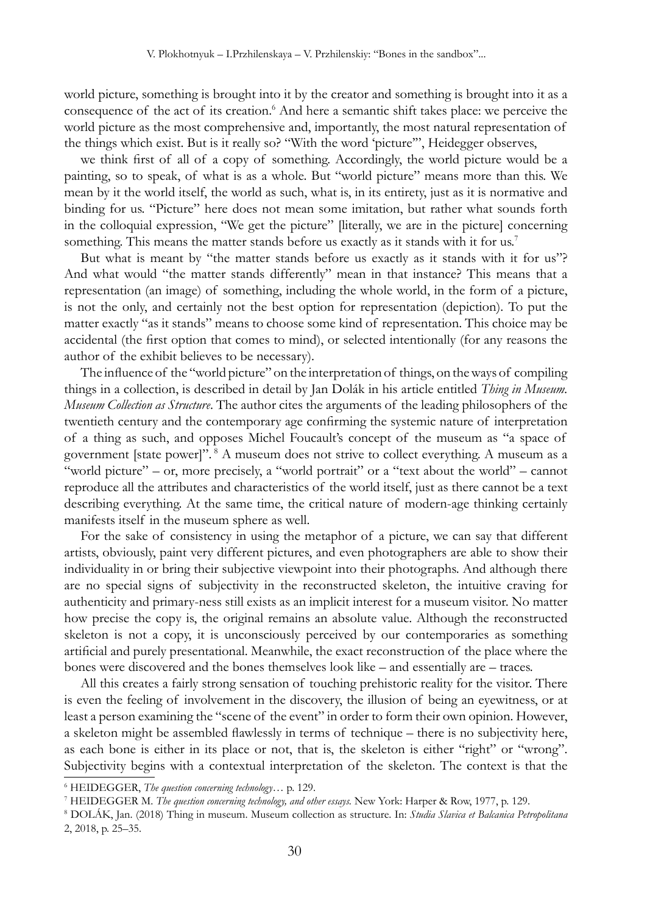world picture, something is brought into it by the creator and something is brought into it as a consequence of the act of its creation.[6] And here a semantic shift takes place: we perceive the world picture as the most comprehensive and, importantly, the most natural representation of the things which exist. But is it really so? "With the word 'picture'", Heidegger observes,

we think first of all of a copy of something. Accordingly, the world picture would be a painting, so to speak, of what is as a whole. But "world picture" means more than this. We mean by it the world itself, the world as such, what is, in its entirety, just as it is normative and binding for us. "Picture" here does not mean some imitation, but rather what sounds forth in the colloquial expression, "We get the picture" [literally, we are in the picture] concerning something. This means the matter stands before us exactly as it stands with it for us.[7]

But what is meant by "the matter stands before us exactly as it stands with it for us"? And what would "the matter stands differently" mean in that instance? This means that a representation (an image) of something, including the whole world, in the form of a picture, is not the only, and certainly not the best option for representation (depiction). To put the matter exactly "as it stands" means to choose some kind of representation. This choice may be accidental (the first option that comes to mind), or selected intentionally (for any reasons the author of the exhibit believes to be necessary).

The influence of the "world picture" on the interpretation of things, on the ways of compiling things in a collection, is described in detail by Jan Dolák in his article entitled *Thing in Museum. Museum Collection as Structure*. The author cites the arguments of the leading philosophers of the twentieth century and the contemporary age confirming the systemic nature of interpretation of a thing as such, and opposes Michel Foucault's concept of the museum as "a space of government [state power]".[8] A museum does not strive to collect everything. A museum as a "world picture" – or, more precisely, a "world portrait" or a "text about the world" – cannot reproduce all the attributes and characteristics of the world itself, just as there cannot be a text describing everything. At the same time, the critical nature of modern-age thinking certainly manifests itself in the museum sphere as well.

For the sake of consistency in using the metaphor of a picture, we can say that different artists, obviously, paint very different pictures, and even photographers are able to show their individuality in or bring their subjective viewpoint into their photographs. And although there are no special signs of subjectivity in the reconstructed skeleton, the intuitive craving for authenticity and primary-ness still exists as an implicit interest for a museum visitor. No matter how precise the copy is, the original remains an absolute value. Although the reconstructed skeleton is not a copy, it is unconsciously perceived by our contemporaries as something artificial and purely presentational. Meanwhile, the exact reconstruction of the place where the bones were discovered and the bones themselves look like – and essentially are – traces.

All this creates a fairly strong sensation of touching prehistoric reality for the visitor. There is even the feeling of involvement in the discovery, the illusion of being an eyewitness, or at least a person examining the "scene of the event" in order to form their own opinion. However, a skeleton might be assembled flawlessly in terms of technique – there is no subjectivity here, as each bone is either in its place or not, that is, the skeleton is either "right" or "wrong". Subjectivity begins with a contextual interpretation of the skeleton. The context is that the

---

[6] HEIDEGGER, *The question concerning technology*… p. 129.

[7] HEIDEGGER M. *The question concerning technology, and other essays.* New York: Harper & Row, 1977, p. 129.

[8] DOLÁK, Jan. (2018) Thing in museum. Museum collection as structure. In: *Studia Slavica et Balcanica Petropolitana* 2, 2018, p. 25–35.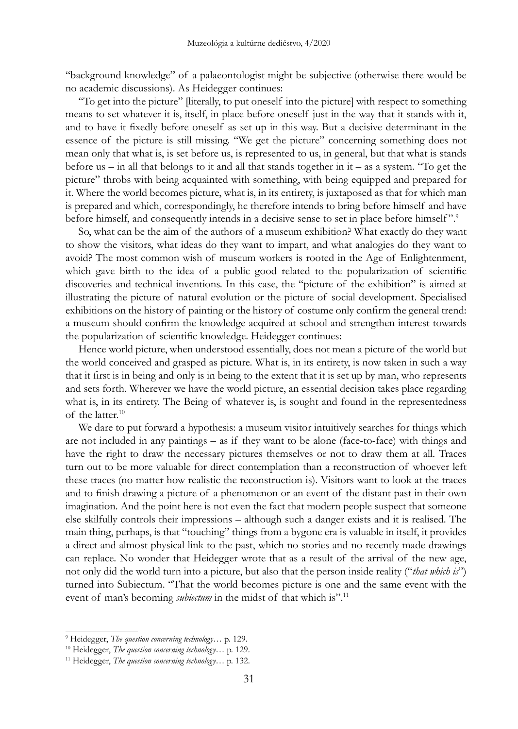"background knowledge" of a palaeontologist might be subjective (otherwise there would be no academic discussions). As Heidegger continues:

"To get into the picture" [literally, to put oneself into the picture] with respect to something means to set whatever it is, itself, in place before oneself just in the way that it stands with it, and to have it fixedly before oneself as set up in this way. But a decisive determinant in the essence of the picture is still missing. "We get the picture" concerning something does not mean only that what is, is set before us, is represented to us, in general, but that what is stands before us – in all that belongs to it and all that stands together in it – as a system. "To get the picture" throbs with being acquainted with something, with being equipped and prepared for it. Where the world becomes picture, what is, in its entirety, is juxtaposed as that for which man is prepared and which, correspondingly, he therefore intends to bring before himself and have before himself, and consequently intends in a decisive sense to set in place before himself".[9]

So, what can be the aim of the authors of a museum exhibition? What exactly do they want to show the visitors, what ideas do they want to impart, and what analogies do they want to avoid? The most common wish of museum workers is rooted in the Age of Enlightenment, which gave birth to the idea of a public good related to the popularization of scientific discoveries and technical inventions. In this case, the "picture of the exhibition" is aimed at illustrating the picture of natural evolution or the picture of social development. Specialised exhibitions on the history of painting or the history of costume only confirm the general trend: a museum should confirm the knowledge acquired at school and strengthen interest towards the popularization of scientific knowledge. Heidegger continues:

Hence world picture, when understood essentially, does not mean a picture of the world but the world conceived and grasped as picture. What is, in its entirety, is now taken in such a way that it first is in being and only is in being to the extent that it is set up by man, who represents and sets forth. Wherever we have the world picture, an essential decision takes place regarding what is, in its entirety. The Being of whatever is, is sought and found in the representedness of the latter.[10]

We dare to put forward a hypothesis: a museum visitor intuitively searches for things which are not included in any paintings – as if they want to be alone (face-to-face) with things and have the right to draw the necessary pictures themselves or not to draw them at all. Traces turn out to be more valuable for direct contemplation than a reconstruction of whoever left these traces (no matter how realistic the reconstruction is). Visitors want to look at the traces and to finish drawing a picture of a phenomenon or an event of the distant past in their own imagination. And the point here is not even the fact that modern people suspect that someone else skilfully controls their impressions – although such a danger exists and it is realised. The main thing, perhaps, is that "touching" things from a bygone era is valuable in itself, it provides a direct and almost physical link to the past, which no stories and no recently made drawings can replace. No wonder that Heidegger wrote that as a result of the arrival of the new age, not only did the world turn into a picture, but also that the person inside reality ("*that which is*") turned into Subiectum. "That the world becomes picture is one and the same event with the event of man's becoming *subiectum* in the midst of that which is".[11]

---

[9] Heidegger, *The question concerning technology*… p. 129.

[10] Heidegger, *The question concerning technology*… p. 129.

[11] Heidegger, *The question concerning technology*… p. 132.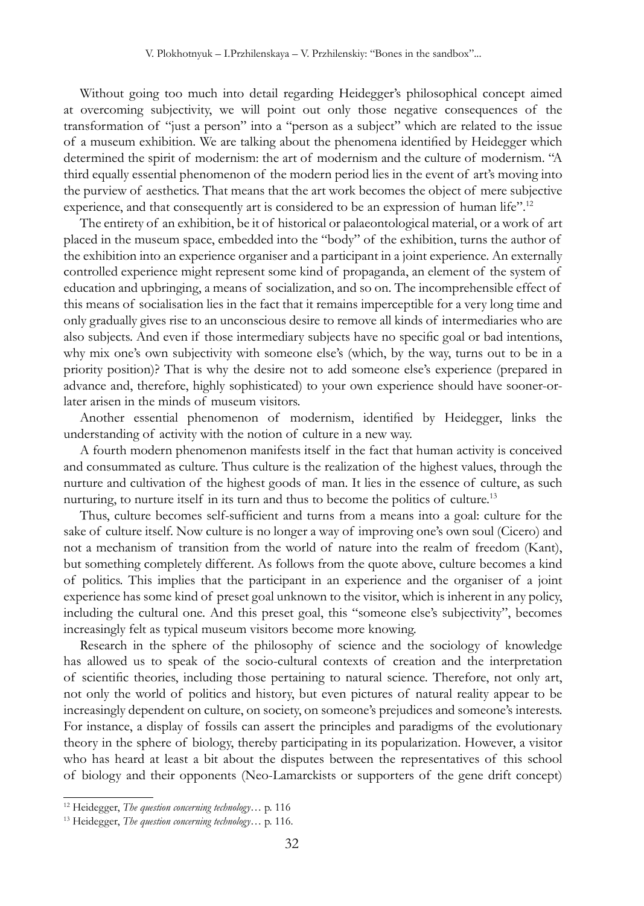Without going too much into detail regarding Heidegger's philosophical concept aimed at overcoming subjectivity, we will point out only those negative consequences of the transformation of "just a person" into a "person as a subject" which are related to the issue of a museum exhibition. We are talking about the phenomena identified by Heidegger which determined the spirit of modernism: the art of modernism and the culture of modernism. "A third equally essential phenomenon of the modern period lies in the event of art's moving into the purview of aesthetics. That means that the art work becomes the object of mere subjective experience, and that consequently art is considered to be an expression of human life".[12]

The entirety of an exhibition, be it of historical or palaeontological material, or a work of art placed in the museum space, embedded into the "body" of the exhibition, turns the author of the exhibition into an experience organiser and a participant in a joint experience. An externally controlled experience might represent some kind of propaganda, an element of the system of education and upbringing, a means of socialization, and so on. The incomprehensible effect of this means of socialisation lies in the fact that it remains imperceptible for a very long time and only gradually gives rise to an unconscious desire to remove all kinds of intermediaries who are also subjects. And even if those intermediary subjects have no specific goal or bad intentions, why mix one's own subjectivity with someone else's (which, by the way, turns out to be in a priority position)? That is why the desire not to add someone else's experience (prepared in advance and, therefore, highly sophisticated) to your own experience should have sooner-or-later arisen in the minds of museum visitors.

Another essential phenomenon of modernism, identified by Heidegger, links the understanding of activity with the notion of culture in a new way.

A fourth modern phenomenon manifests itself in the fact that human activity is conceived and consummated as culture. Thus culture is the realization of the highest values, through the nurture and cultivation of the highest goods of man. It lies in the essence of culture, as such nurturing, to nurture itself in its turn and thus to become the politics of culture.[13]

Thus, culture becomes self-sufficient and turns from a means into a goal: culture for the sake of culture itself. Now culture is no longer a way of improving one's own soul (Cicero) and not a mechanism of transition from the world of nature into the realm of freedom (Kant), but something completely different. As follows from the quote above, culture becomes a kind of politics. This implies that the participant in an experience and the organiser of a joint experience has some kind of preset goal unknown to the visitor, which is inherent in any policy, including the cultural one. And this preset goal, this "someone else's subjectivity", becomes increasingly felt as typical museum visitors become more knowing.

Research in the sphere of the philosophy of science and the sociology of knowledge has allowed us to speak of the socio-cultural contexts of creation and the interpretation of scientific theories, including those pertaining to natural science. Therefore, not only art, not only the world of politics and history, but even pictures of natural reality appear to be increasingly dependent on culture, on society, on someone's prejudices and someone's interests. For instance, a display of fossils can assert the principles and paradigms of the evolutionary theory in the sphere of biology, thereby participating in its popularization. However, a visitor who has heard at least a bit about the disputes between the representatives of this school of biology and their opponents (Neo-Lamarckists or supporters of the gene drift concept)

---

[12] Heidegger, *The question concerning technology*… p. 116

[13] Heidegger, *The question concerning technology*… p. 116.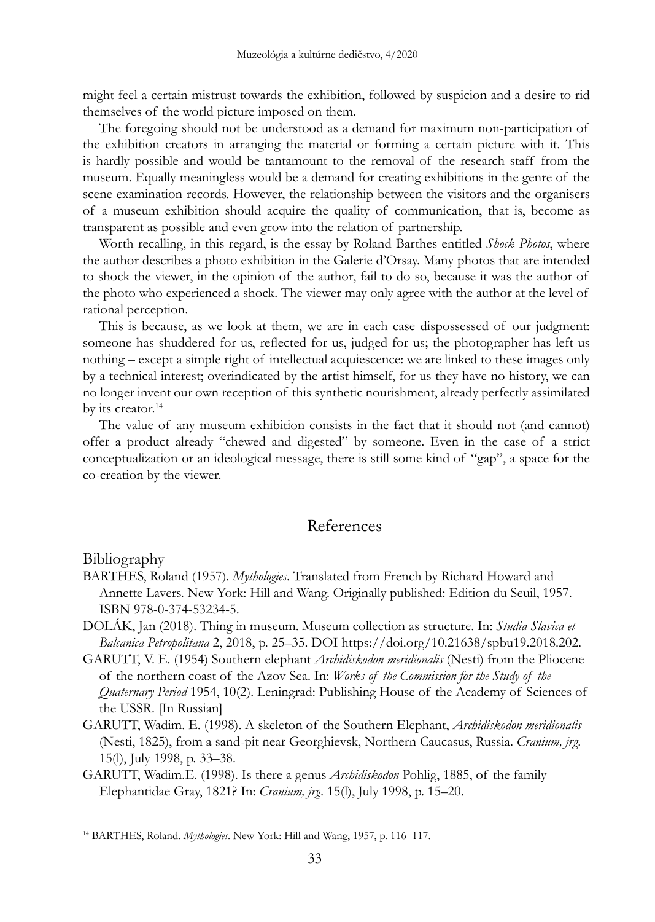might feel a certain mistrust towards the exhibition, followed by suspicion and a desire to rid themselves of the world picture imposed on them.

The foregoing should not be understood as a demand for maximum non-participation of the exhibition creators in arranging the material or forming a certain picture with it. This is hardly possible and would be tantamount to the removal of the research staff from the museum. Equally meaningless would be a demand for creating exhibitions in the genre of the scene examination records. However, the relationship between the visitors and the organisers of a museum exhibition should acquire the quality of communication, that is, become as transparent as possible and even grow into the relation of partnership.

Worth recalling, in this regard, is the essay by Roland Barthes entitled *Shock Photos*, where the author describes a photo exhibition in the Galerie d'Orsay. Many photos that are intended to shock the viewer, in the opinion of the author, fail to do so, because it was the author of the photo who experienced a shock. The viewer may only agree with the author at the level of rational perception.

This is because, as we look at them, we are in each case dispossessed of our judgment: someone has shuddered for us, reflected for us, judged for us; the photographer has left us nothing – except a simple right of intellectual acquiescence: we are linked to these images only by a technical interest; overindicated by the artist himself, for us they have no history, we can no longer invent our own reception of this synthetic nourishment, already perfectly assimilated by its creator.[14]

The value of any museum exhibition consists in the fact that it should not (and cannot) offer a product already "chewed and digested" by someone. Even in the case of a strict conceptualization or an ideological message, there is still some kind of "gap", a space for the co-creation by the viewer.

## References

### Bibliography

BARTHES, Roland (1957). *Mythologies*. Translated from French by Richard Howard and Annette Lavers. New York: Hill and Wang. Originally published: Edition du Seuil, 1957. ISBN 978-0-374-53234-5.

DOLÁK, Jan (2018). Thing in museum. Museum collection as structure. In: *Studia Slavica et Balcanica Petropolitana* 2, 2018, p. 25–35. DOI https://doi.org/10.21638/spbu19.2018.202.

GARUTT, V. E. (1954) Southern elephant *Archidiskodon meridionalis* (Nesti) from the Pliocene of the northern coast of the Azov Sea. In: *Works of the Commission for the Study of the Quaternary Period* 1954, 10(2). Leningrad: Publishing House of the Academy of Sciences of the USSR. [In Russian]

GARUTT, Wadim. E. (1998). A skeleton of the Southern Elephant, *Archidiskodon meridionalis* (Nesti, 1825), from a sand-pit near Georghievsk, Northern Caucasus, Russia. *Cranium, jrg.* 15(l), July 1998, p. 33–38.

GARUTT, Wadim.E. (1998). Is there a genus *Archidiskodon* Pohlig, 1885, of the family Elephantidae Gray, 1821? In: *Cranium, jrg.* 15(l), July 1998, p. 15–20.

---

[14] BARTHES, Roland. *Mythologies*. New York: Hill and Wang, 1957, p. 116–117.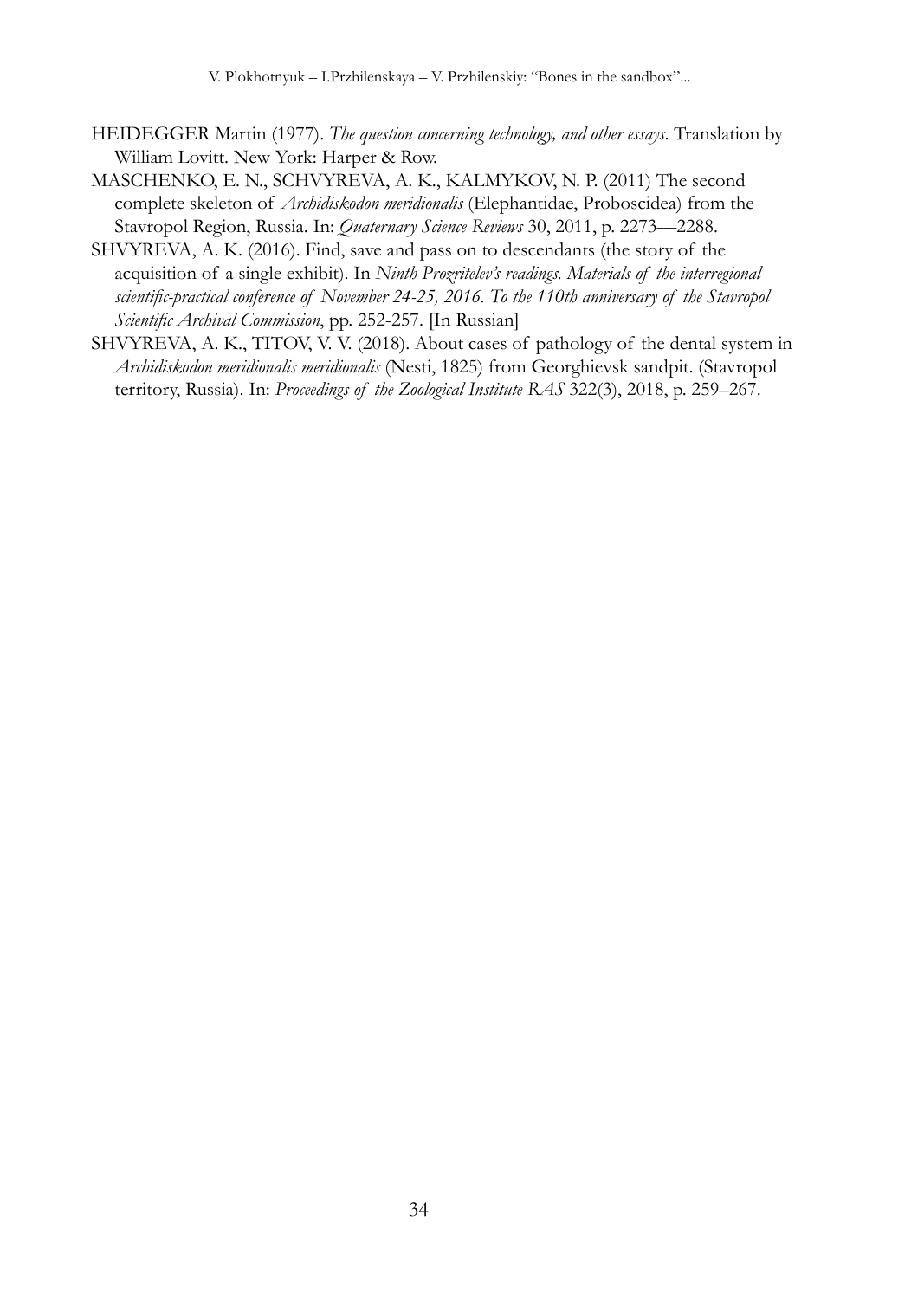HEIDEGGER Martin (1977). *The question concerning technology, and other essays*. Translation by William Lovitt. New York: Harper & Row.

MASCHENKO, E. N., SCHVYREVA, A. K., KALMYKOV, N. P. (2011) The second complete skeleton of *Archidiskodon meridionalis* (Elephantidae, Proboscidea) from the Stavropol Region, Russia. In: *Quaternary Science Reviews* 30, 2011, p. 2273—2288.

SHVYREVA, A. K. (2016). Find, save and pass on to descendants (the story of the acquisition of a single exhibit). In *Ninth Prozritelev's readings. Materials of the interregional scientific-practical conference of November 24-25, 2016. To the 110th anniversary of the Stavropol Scientific Archival Commission*, pp. 252-257. [In Russian]

SHVYREVA, A. K., TITOV, V. V. (2018). About cases of pathology of the dental system in *Archidiskodon meridionalis meridionalis* (Nesti, 1825) from Georghievsk sandpit. (Stavropol territory, Russia). In: *Proceedings of the Zoological Institute RAS* 322(3), 2018, p. 259–267.